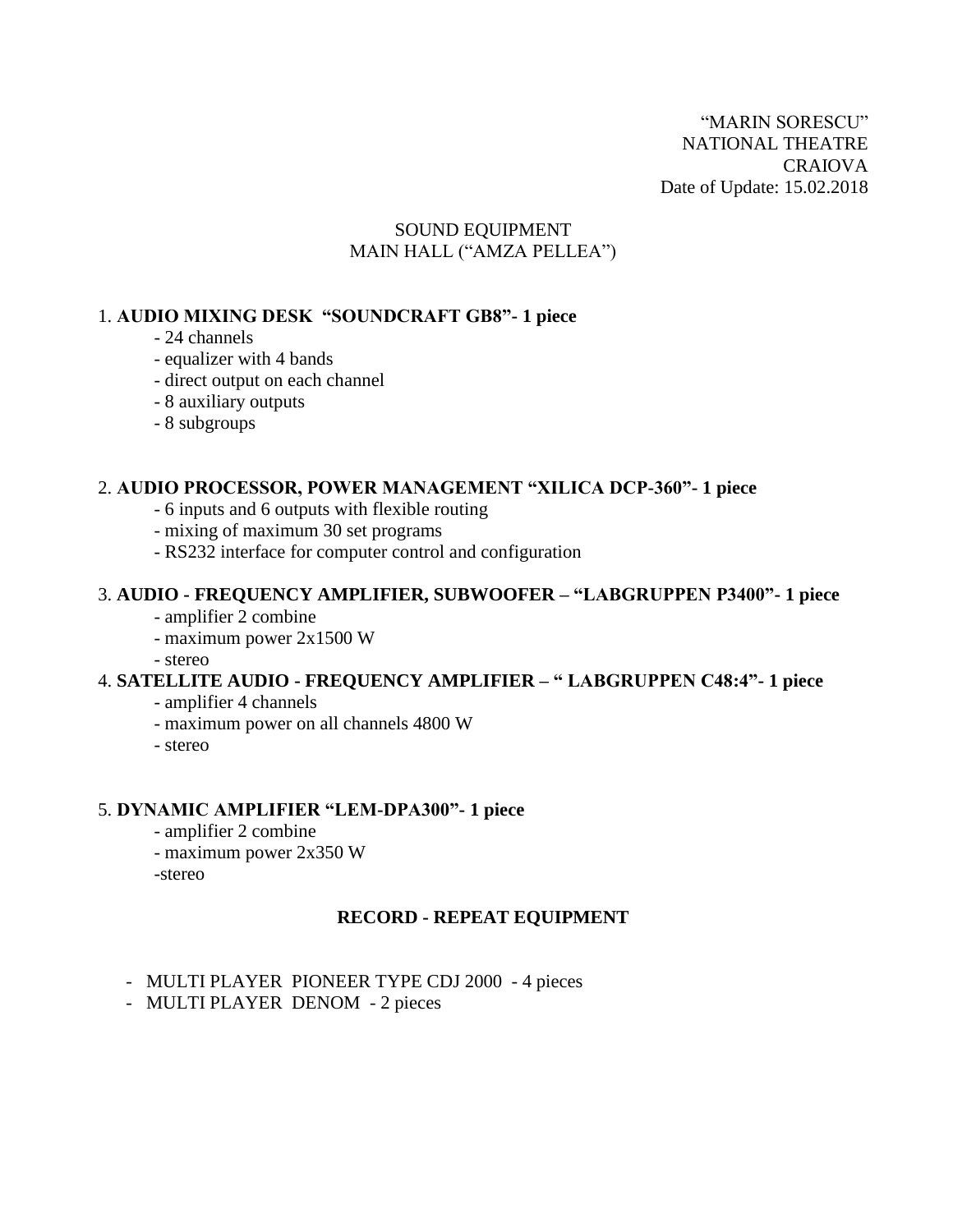“MARIN SORESCU”
NATIONAL THEATRE
CRAIOVA
Date of Update: 15.02.2018

SOUND EQUIPMENT
MAIN HALL (“AMZA PELLEA”)

1. **AUDIO MIXING DESK “SOUNDCRAFT GB8”- 1 piece**
   - 24 channels
   - equalizer with 4 bands
   - direct output on each channel
   - 8 auxiliary outputs
   - 8 subgroups

2. **AUDIO PROCESSOR, POWER MANAGEMENT “XILICA DCP-360”- 1 piece**
   - 6 inputs and 6 outputs with flexible routing
   - mixing of maximum 30 set programs
   - RS232 interface for computer control and configuration

3. **AUDIO - FREQUENCY AMPLIFIER, SUBWOOFER – “LABGRUPPEN P3400”- 1 piece**
   - amplifier 2 combine
   - maximum power 2x1500 W
   - stereo

4. **SATELLITE AUDIO - FREQUENCY AMPLIFIER – “ LABGRUPPEN C48:4”- 1 piece**
   - amplifier 4 channels
   - maximum power on all channels 4800 W
   - stereo

5. **DYNAMIC AMPLIFIER “LEM-DPA300”- 1 piece**
   - amplifier 2 combine
   - maximum power 2x350 W
   - stereo

**RECORD - REPEAT EQUIPMENT**

- MULTI PLAYER PIONEER TYPE CDJ 2000 - 4 pieces
- MULTI PLAYER DENOM - 2 pieces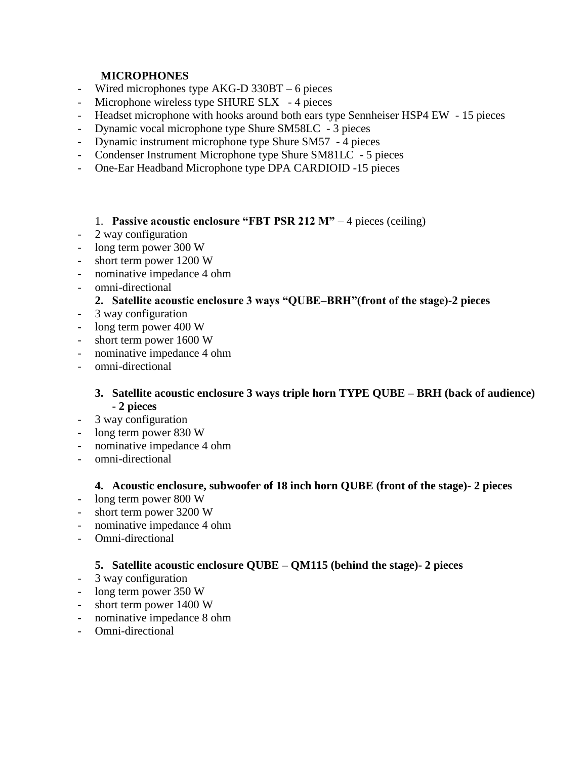**MICROPHONES**

- Wired microphones type AKG-D 330BT – 6 pieces
- Microphone wireless type SHURE SLX - 4 pieces
- Headset microphone with hooks around both ears type Sennheiser HSP4 EW - 15 pieces
- Dynamic vocal microphone type Shure SM58LC - 3 pieces
- Dynamic instrument microphone type Shure SM57 - 4 pieces
- Condenser Instrument Microphone type Shure SM81LC - 5 pieces
- One-Ear Headband Microphone type DPA CARDIOID -15 pieces

1. **Passive acoustic enclosure "FBT PSR 212 M"** – 4 pieces (ceiling)

- 2 way configuration
- long term power 300 W
- short term power 1200 W
- nominative impedance 4 ohm
- omni-directional

2. **Satellite acoustic enclosure 3 ways "QUBE–BRH"(front of the stage)-2 pieces**

- 3 way configuration
- long term power 400 W
- short term power 1600 W
- nominative impedance 4 ohm
- omni-directional

3. **Satellite acoustic enclosure 3 ways triple horn TYPE QUBE – BRH (back of audience) - 2 pieces**

- 3 way configuration
- long term power 830 W
- nominative impedance 4 ohm
- omni-directional

4. **Acoustic enclosure, subwoofer of 18 inch horn QUBE (front of the stage)- 2 pieces**

- long term power 800 W
- short term power 3200 W
- nominative impedance 4 ohm
- Omni-directional

5. **Satellite acoustic enclosure QUBE – QM115 (behind the stage)- 2 pieces**

- 3 way configuration
- long term power 350 W
- short term power 1400 W
- nominative impedance 8 ohm
- Omni-directional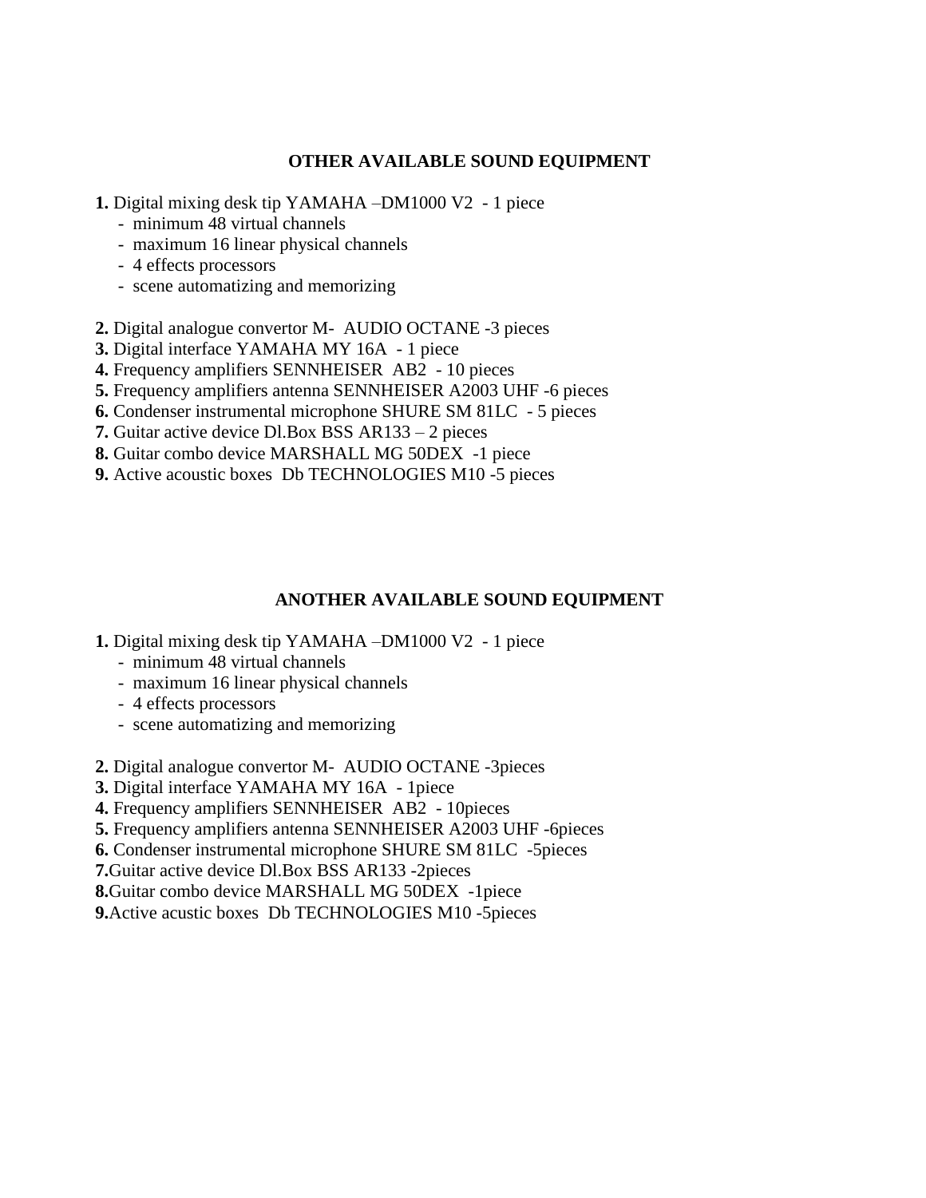## OTHER AVAILABLE SOUND EQUIPMENT

**1.** Digital mixing desk tip YAMAHA –DM1000 V2 - 1 piece
- minimum 48 virtual channels
- maximum 16 linear physical channels
- 4 effects processors
- scene automatizing and memorizing

**2.** Digital analogue convertor M- AUDIO OCTANE -3 pieces
**3.** Digital interface YAMAHA MY 16A - 1 piece
**4.** Frequency amplifiers SENNHEISER AB2 - 10 pieces
**5.** Frequency amplifiers antenna SENNHEISER A2003 UHF -6 pieces
**6.** Condenser instrumental microphone SHURE SM 81LC - 5 pieces
**7.** Guitar active device Dl.Box BSS AR133 – 2 pieces
**8.** Guitar combo device MARSHALL MG 50DEX -1 piece
**9.** Active acoustic boxes Db TECHNOLOGIES M10 -5 pieces

## ANOTHER AVAILABLE SOUND EQUIPMENT

**1.** Digital mixing desk tip YAMAHA –DM1000 V2 - 1 piece
- minimum 48 virtual channels
- maximum 16 linear physical channels
- 4 effects processors
- scene automatizing and memorizing

**2.** Digital analogue convertor M- AUDIO OCTANE -3pieces
**3.** Digital interface YAMAHA MY 16A - 1piece
**4.** Frequency amplifiers SENNHEISER AB2 - 10pieces
**5.** Frequency amplifiers antenna SENNHEISER A2003 UHF -6pieces
**6.** Condenser instrumental microphone SHURE SM 81LC -5pieces
**7.**Guitar active device Dl.Box BSS AR133 -2pieces
**8.**Guitar combo device MARSHALL MG 50DEX -1piece
**9.**Active acustic boxes Db TECHNOLOGIES M10 -5pieces